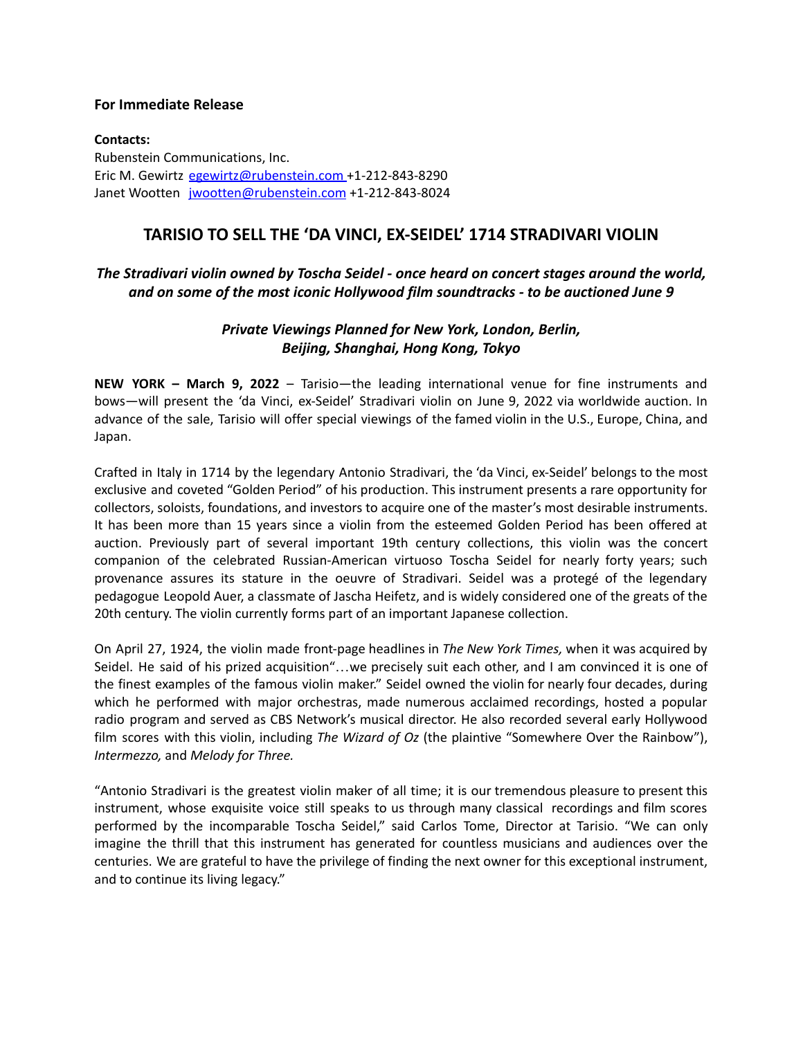**For Immediate Release**

**Contacts:**
Rubenstein Communications, Inc.
Eric M. Gewirtz egewirtz@rubenstein.com +1-212-843-8290
Janet Wootten jwootten@rubenstein.com +1-212-843-8024

# TARISIO TO SELL THE 'DA VINCI, EX-SEIDEL' 1714 STRADIVARI VIOLIN

***The Stradivari violin owned by Toscha Seidel - once heard on concert stages around the world, and on some of the most iconic Hollywood film soundtracks - to be auctioned June 9***

***Private Viewings Planned for New York, London, Berlin, Beijing, Shanghai, Hong Kong, Tokyo***

**NEW YORK – March 9, 2022** – Tarisio—the leading international venue for fine instruments and bows—will present the 'da Vinci, ex-Seidel' Stradivari violin on June 9, 2022 via worldwide auction. In advance of the sale, Tarisio will offer special viewings of the famed violin in the U.S., Europe, China, and Japan.

Crafted in Italy in 1714 by the legendary Antonio Stradivari, the 'da Vinci, ex-Seidel' belongs to the most exclusive and coveted "Golden Period" of his production. This instrument presents a rare opportunity for collectors, soloists, foundations, and investors to acquire one of the master's most desirable instruments. It has been more than 15 years since a violin from the esteemed Golden Period has been offered at auction. Previously part of several important 19th century collections, this violin was the concert companion of the celebrated Russian-American virtuoso Toscha Seidel for nearly forty years; such provenance assures its stature in the oeuvre of Stradivari. Seidel was a protegé of the legendary pedagogue Leopold Auer, a classmate of Jascha Heifetz, and is widely considered one of the greats of the 20th century. The violin currently forms part of an important Japanese collection.

On April 27, 1924, the violin made front-page headlines in *The New York Times,* when it was acquired by Seidel. He said of his prized acquisition"…we precisely suit each other, and I am convinced it is one of the finest examples of the famous violin maker." Seidel owned the violin for nearly four decades, during which he performed with major orchestras, made numerous acclaimed recordings, hosted a popular radio program and served as CBS Network's musical director. He also recorded several early Hollywood film scores with this violin, including *The Wizard of Oz* (the plaintive "Somewhere Over the Rainbow"), *Intermezzo,* and *Melody for Three.*

"Antonio Stradivari is the greatest violin maker of all time; it is our tremendous pleasure to present this instrument, whose exquisite voice still speaks to us through many classical recordings and film scores performed by the incomparable Toscha Seidel," said Carlos Tome, Director at Tarisio. "We can only imagine the thrill that this instrument has generated for countless musicians and audiences over the centuries. We are grateful to have the privilege of finding the next owner for this exceptional instrument, and to continue its living legacy."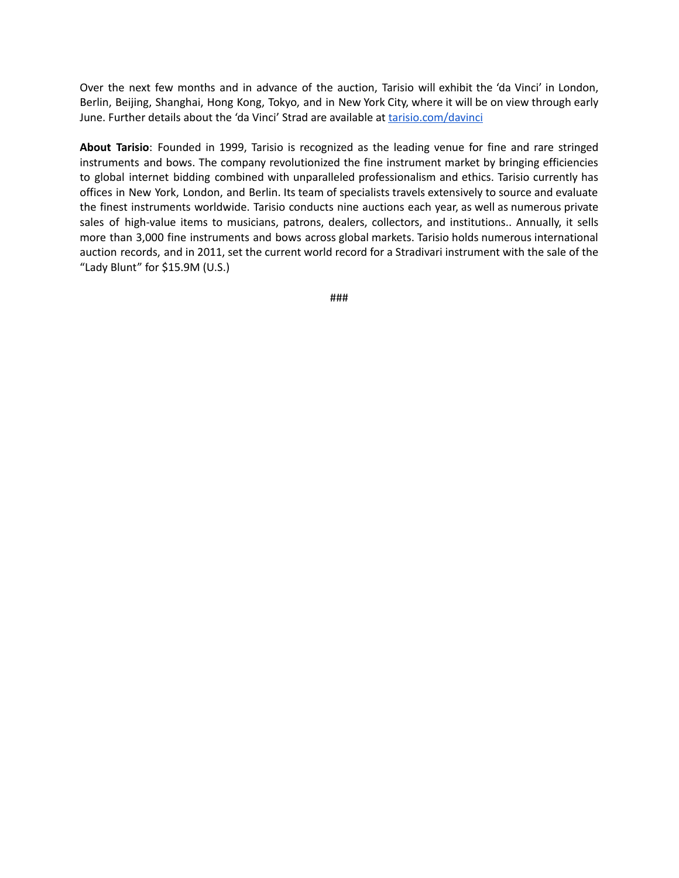Over the next few months and in advance of the auction, Tarisio will exhibit the 'da Vinci' in London, Berlin, Beijing, Shanghai, Hong Kong, Tokyo, and in New York City, where it will be on view through early June. Further details about the 'da Vinci' Strad are available at [tarisio.com/davinci](tarisio.com/davinci)

**About Tarisio**: Founded in 1999, Tarisio is recognized as the leading venue for fine and rare stringed instruments and bows. The company revolutionized the fine instrument market by bringing efficiencies to global internet bidding combined with unparalleled professionalism and ethics. Tarisio currently has offices in New York, London, and Berlin. Its team of specialists travels extensively to source and evaluate the finest instruments worldwide. Tarisio conducts nine auctions each year, as well as numerous private sales of high-value items to musicians, patrons, dealers, collectors, and institutions.. Annually, it sells more than 3,000 fine instruments and bows across global markets. Tarisio holds numerous international auction records, and in 2011, set the current world record for a Stradivari instrument with the sale of the "Lady Blunt" for $15.9M (U.S.)

###